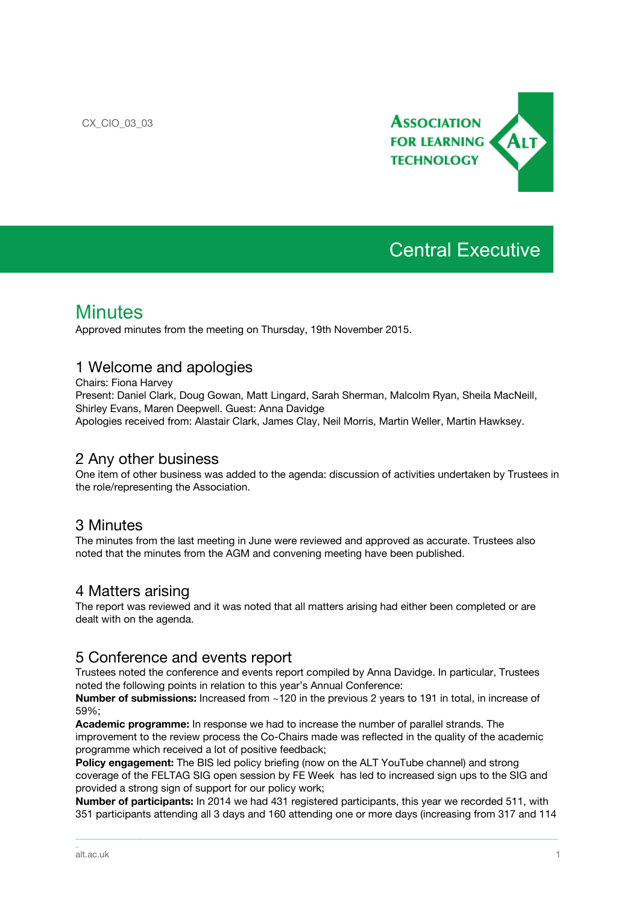CX_CIO_03_03

# Central Executive

# Minutes

Approved minutes from the meeting on Thursday, 19th November 2015.

## 1 Welcome and apologies

Chairs: Fiona Harvey
Present: Daniel Clark, Doug Gowan, Matt Lingard, Sarah Sherman, Malcolm Ryan, Sheila MacNeill, Shirley Evans, Maren Deepwell. Guest: Anna Davidge
Apologies received from: Alastair Clark, James Clay, Neil Morris, Martin Weller, Martin Hawksey.

## 2 Any other business

One item of other business was added to the agenda: discussion of activities undertaken by Trustees in the role/representing the Association.

## 3 Minutes

The minutes from the last meeting in June were reviewed and approved as accurate. Trustees also noted that the minutes from the AGM and convening meeting have been published.

## 4 Matters arising

The report was reviewed and it was noted that all matters arising had either been completed or are dealt with on the agenda.

## 5 Conference and events report

Trustees noted the conference and events report compiled by Anna Davidge. In particular, Trustees noted the following points in relation to this year's Annual Conference:

**Number of submissions:** Increased from ~120 in the previous 2 years to 191 in total, in increase of 59%;

**Academic programme:** In response we had to increase the number of parallel strands. The improvement to the review process the Co-Chairs made was reflected in the quality of the academic programme which received a lot of positive feedback;

**Policy engagement:** The BIS led policy briefing (now on the ALT YouTube channel) and strong coverage of the FELTAG SIG open session by FE Week has led to increased sign ups to the SIG and provided a strong sign of support for our policy work;

**Number of participants:** In 2014 we had 431 registered participants, this year we recorded 511, with 351 participants attending all 3 days and 160 attending one or more days (increasing from 317 and 114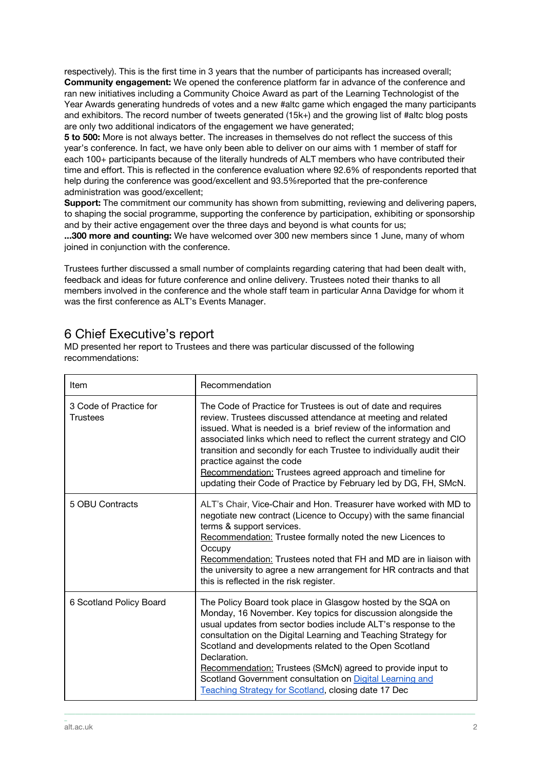respectively). This is the first time in 3 years that the number of participants has increased overall; **Community engagement:** We opened the conference platform far in advance of the conference and ran new initiatives including a Community Choice Award as part of the Learning Technologist of the Year Awards generating hundreds of votes and a new #altc game which engaged the many participants and exhibitors. The record number of tweets generated (15k+) and the growing list of #altc blog posts are only two additional indicators of the engagement we have generated;
**5 to 500:** More is not always better. The increases in themselves do not reflect the success of this year's conference. In fact, we have only been able to deliver on our aims with 1 member of staff for each 100+ participants because of the literally hundreds of ALT members who have contributed their time and effort. This is reflected in the conference evaluation where 92.6% of respondents reported that help during the conference was good/excellent and 93.5%reported that the pre-conference administration was good/excellent;
**Support:** The commitment our community has shown from submitting, reviewing and delivering papers, to shaping the social programme, supporting the conference by participation, exhibiting or sponsorship and by their active engagement over the three days and beyond is what counts for us;
**...300 more and counting:** We have welcomed over 300 new members since 1 June, many of whom joined in conjunction with the conference.

Trustees further discussed a small number of complaints regarding catering that had been dealt with, feedback and ideas for future conference and online delivery. Trustees noted their thanks to all members involved in the conference and the whole staff team in particular Anna Davidge for whom it was the first conference as ALT's Events Manager.

## 6 Chief Executive's report

MD presented her report to Trustees and there was particular discussed of the following recommendations:

| Item | Recommendation |
|---|---|
| 3 Code of Practice for Trustees | The Code of Practice for Trustees is out of date and requires review. Trustees discussed attendance at meeting and related issued. What is needed is a brief review of the information and associated links which need to reflect the current strategy and CIO transition and secondly for each Trustee to individually audit their practice against the code<br>Recommendation: Trustees agreed approach and timeline for updating their Code of Practice by February led by DG, FH, SMcN. |
| 5 OBU Contracts | ALT's Chair, Vice-Chair and Hon. Treasurer have worked with MD to negotiate new contract (Licence to Occupy) with the same financial terms & support services.<br>Recommendation: Trustee formally noted the new Licences to Occupy<br>Recommendation: Trustees noted that FH and MD are in liaison with the university to agree a new arrangement for HR contracts and that this is reflected in the risk register. |
| 6 Scotland Policy Board | The Policy Board took place in Glasgow hosted by the SQA on Monday, 16 November. Key topics for discussion alongside the usual updates from sector bodies include ALT's response to the consultation on the Digital Learning and Teaching Strategy for Scotland and developments related to the Open Scotland Declaration.<br>Recommendation: Trustees (SMcN) agreed to provide input to Scotland Government consultation on Digital Learning and Teaching Strategy for Scotland, closing date 17 Dec |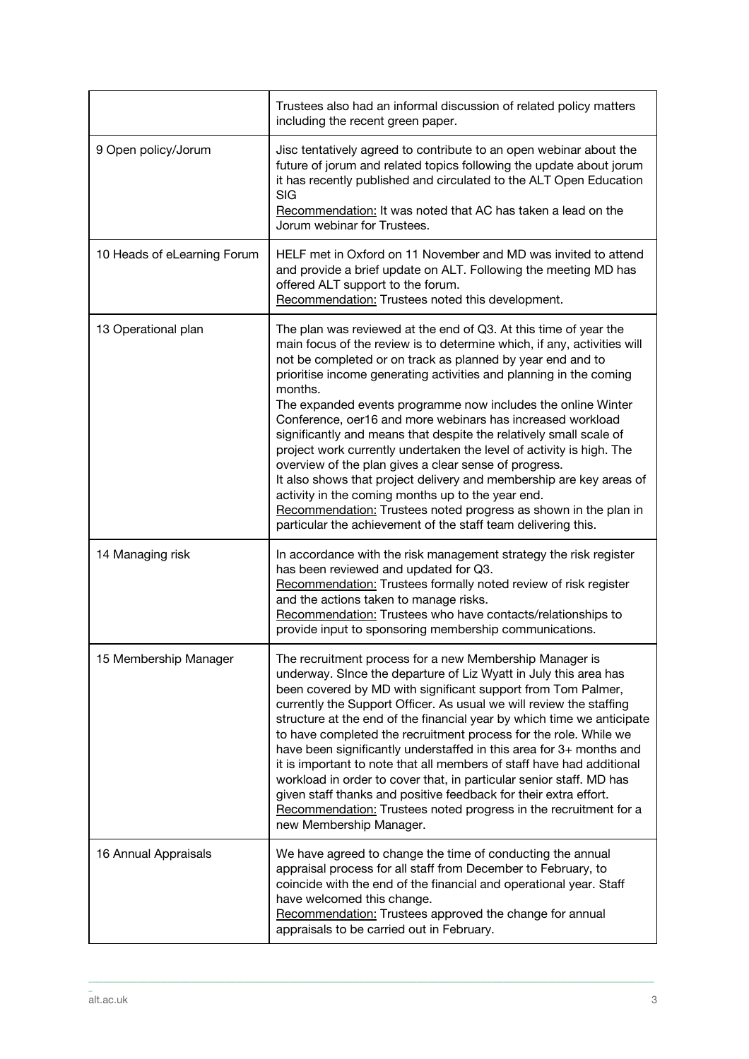| | |
|---|---|
| | Trustees also had an informal discussion of related policy matters including the recent green paper. |
| 9 Open policy/Jorum | Jisc tentatively agreed to contribute to an open webinar about the future of jorum and related topics following the update about jorum it has recently published and circulated to the ALT Open Education SIG<br>Recommendation: It was noted that AC has taken a lead on the Jorum webinar for Trustees. |
| 10 Heads of eLearning Forum | HELF met in Oxford on 11 November and MD was invited to attend and provide a brief update on ALT. Following the meeting MD has offered ALT support to the forum.<br>Recommendation: Trustees noted this development. |
| 13 Operational plan | The plan was reviewed at the end of Q3. At this time of year the main focus of the review is to determine which, if any, activities will not be completed or on track as planned by year end and to prioritise income generating activities and planning in the coming months.<br>The expanded events programme now includes the online Winter Conference, oer16 and more webinars has increased workload significantly and means that despite the relatively small scale of project work currently undertaken the level of activity is high. The overview of the plan gives a clear sense of progress.<br>It also shows that project delivery and membership are key areas of activity in the coming months up to the year end.<br>Recommendation: Trustees noted progress as shown in the plan in particular the achievement of the staff team delivering this. |
| 14 Managing risk | In accordance with the risk management strategy the risk register has been reviewed and updated for Q3.<br>Recommendation: Trustees formally noted review of risk register and the actions taken to manage risks.<br>Recommendation: Trustees who have contacts/relationships to provide input to sponsoring membership communications. |
| 15 Membership Manager | The recruitment process for a new Membership Manager is underway. SInce the departure of Liz Wyatt in July this area has been covered by MD with significant support from Tom Palmer, currently the Support Officer. As usual we will review the staffing structure at the end of the financial year by which time we anticipate to have completed the recruitment process for the role. While we have been significantly understaffed in this area for 3+ months and it is important to note that all members of staff have had additional workload in order to cover that, in particular senior staff. MD has given staff thanks and positive feedback for their extra effort.<br>Recommendation: Trustees noted progress in the recruitment for a new Membership Manager. |
| 16 Annual Appraisals | We have agreed to change the time of conducting the annual appraisal process for all staff from December to February, to coincide with the end of the financial and operational year. Staff have welcomed this change.<br>Recommendation: Trustees approved the change for annual appraisals to be carried out in February. |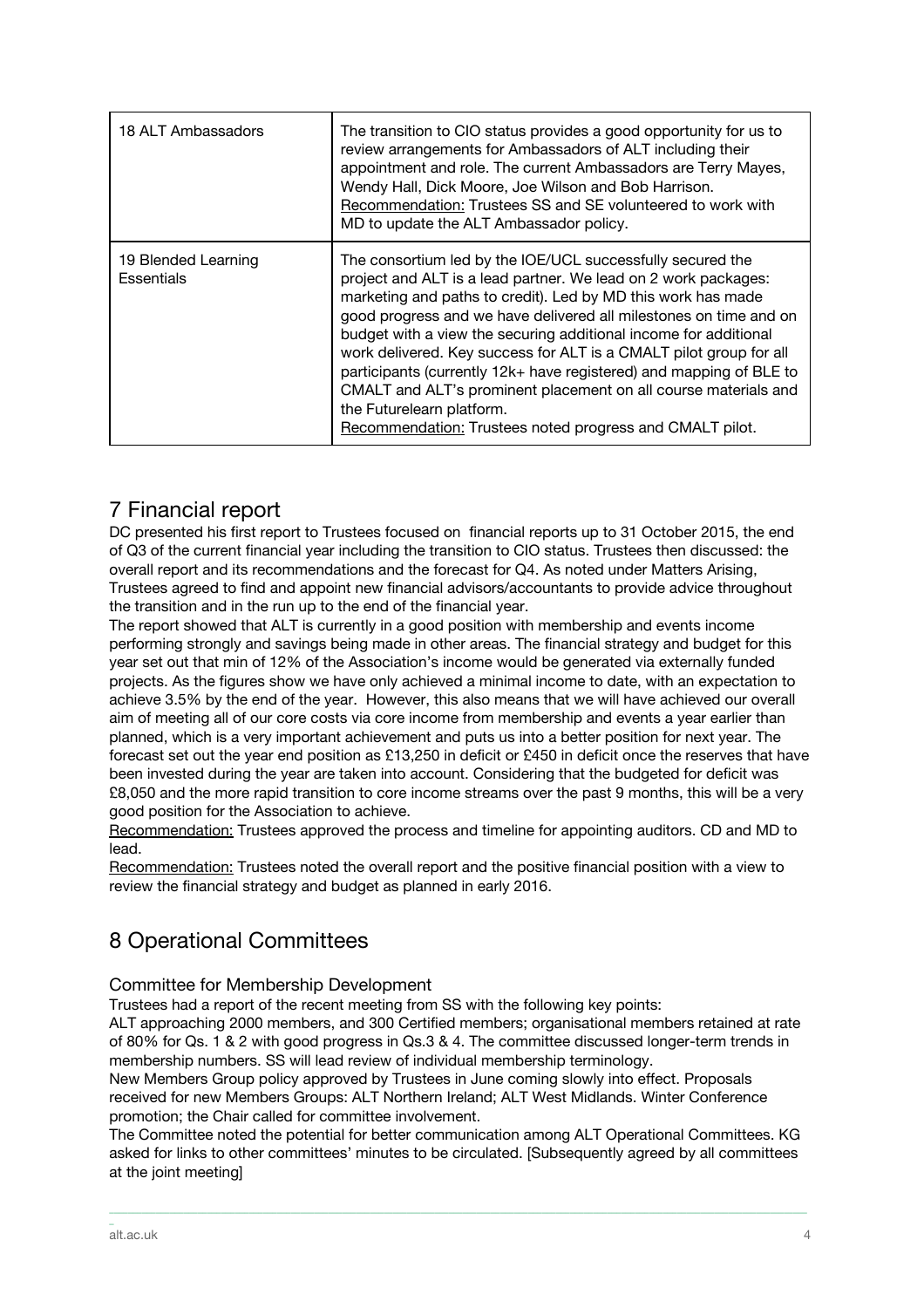| | |
|---|---|
| 18 ALT Ambassadors | The transition to CIO status provides a good opportunity for us to review arrangements for Ambassadors of ALT including their appointment and role. The current Ambassadors are Terry Mayes, Wendy Hall, Dick Moore, Joe Wilson and Bob Harrison. <u>Recommendation:</u> Trustees SS and SE volunteered to work with MD to update the ALT Ambassador policy. |
| 19 Blended Learning Essentials | The consortium led by the IOE/UCL successfully secured the project and ALT is a lead partner. We lead on 2 work packages: marketing and paths to credit). Led by MD this work has made good progress and we have delivered all milestones on time and on budget with a view the securing additional income for additional work delivered. Key success for ALT is a CMALT pilot group for all participants (currently 12k+ have registered) and mapping of BLE to CMALT and ALT's prominent placement on all course materials and the Futurelearn platform. <u>Recommendation:</u> Trustees noted progress and CMALT pilot. |

# 7 Financial report

DC presented his first report to Trustees focused on financial reports up to 31 October 2015, the end of Q3 of the current financial year including the transition to CIO status. Trustees then discussed: the overall report and its recommendations and the forecast for Q4. As noted under Matters Arising, Trustees agreed to find and appoint new financial advisors/accountants to provide advice throughout the transition and in the run up to the end of the financial year.

The report showed that ALT is currently in a good position with membership and events income performing strongly and savings being made in other areas. The financial strategy and budget for this year set out that min of 12% of the Association's income would be generated via externally funded projects. As the figures show we have only achieved a minimal income to date, with an expectation to achieve 3.5% by the end of the year. However, this also means that we will have achieved our overall aim of meeting all of our core costs via core income from membership and events a year earlier than planned, which is a very important achievement and puts us into a better position for next year. The forecast set out the year end position as £13,250 in deficit or £450 in deficit once the reserves that have been invested during the year are taken into account. Considering that the budgeted for deficit was £8,050 and the more rapid transition to core income streams over the past 9 months, this will be a very good position for the Association to achieve.

<u>Recommendation:</u> Trustees approved the process and timeline for appointing auditors. CD and MD to lead.

<u>Recommendation:</u> Trustees noted the overall report and the positive financial position with a view to review the financial strategy and budget as planned in early 2016.

# 8 Operational Committees

## Committee for Membership Development

Trustees had a report of the recent meeting from SS with the following key points:

ALT approaching 2000 members, and 300 Certified members; organisational members retained at rate of 80% for Qs. 1 & 2 with good progress in Qs.3 & 4. The committee discussed longer-term trends in membership numbers. SS will lead review of individual membership terminology.

New Members Group policy approved by Trustees in June coming slowly into effect. Proposals received for new Members Groups: ALT Northern Ireland; ALT West Midlands. Winter Conference promotion; the Chair called for committee involvement.

The Committee noted the potential for better communication among ALT Operational Committees. KG asked for links to other committees' minutes to be circulated. [Subsequently agreed by all committees at the joint meeting]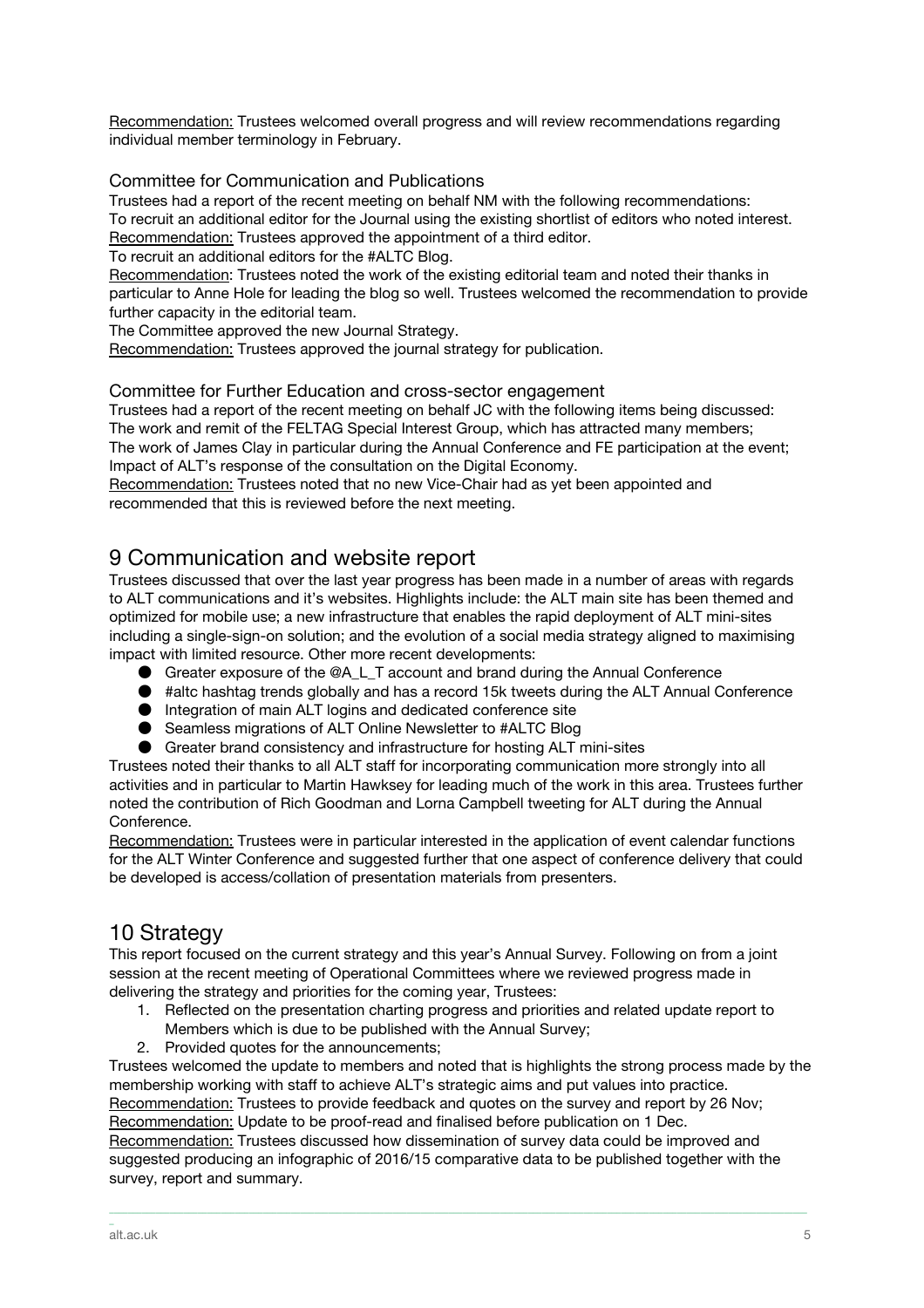Recommendation: Trustees welcomed overall progress and will review recommendations regarding individual member terminology in February.

### Committee for Communication and Publications

Trustees had a report of the recent meeting on behalf NM with the following recommendations:
To recruit an additional editor for the Journal using the existing shortlist of editors who noted interest.
Recommendation: Trustees approved the appointment of a third editor.
To recruit an additional editors for the #ALTC Blog.
Recommendation: Trustees noted the work of the existing editorial team and noted their thanks in particular to Anne Hole for leading the blog so well. Trustees welcomed the recommendation to provide further capacity in the editorial team.
The Committee approved the new Journal Strategy.
Recommendation: Trustees approved the journal strategy for publication.

### Committee for Further Education and cross-sector engagement

Trustees had a report of the recent meeting on behalf JC with the following items being discussed:
The work and remit of the FELTAG Special Interest Group, which has attracted many members;
The work of James Clay in particular during the Annual Conference and FE participation at the event;
Impact of ALT's response of the consultation on the Digital Economy.
Recommendation: Trustees noted that no new Vice-Chair had as yet been appointed and recommended that this is reviewed before the next meeting.

## 9 Communication and website report

Trustees discussed that over the last year progress has been made in a number of areas with regards to ALT communications and it's websites. Highlights include: the ALT main site has been themed and optimized for mobile use; a new infrastructure that enables the rapid deployment of ALT mini-sites including a single-sign-on solution; and the evolution of a social media strategy aligned to maximising impact with limited resource. Other more recent developments:

- Greater exposure of the @A_L_T account and brand during the Annual Conference
- #altc hashtag trends globally and has a record 15k tweets during the ALT Annual Conference
- Integration of main ALT logins and dedicated conference site
- Seamless migrations of ALT Online Newsletter to #ALTC Blog
- Greater brand consistency and infrastructure for hosting ALT mini-sites

Trustees noted their thanks to all ALT staff for incorporating communication more strongly into all activities and in particular to Martin Hawksey for leading much of the work in this area. Trustees further noted the contribution of Rich Goodman and Lorna Campbell tweeting for ALT during the Annual Conference.
Recommendation: Trustees were in particular interested in the application of event calendar functions for the ALT Winter Conference and suggested further that one aspect of conference delivery that could be developed is access/collation of presentation materials from presenters.

## 10 Strategy

This report focused on the current strategy and this year's Annual Survey. Following on from a joint session at the recent meeting of Operational Committees where we reviewed progress made in delivering the strategy and priorities for the coming year, Trustees:

1. Reflected on the presentation charting progress and priorities and related update report to Members which is due to be published with the Annual Survey;
2. Provided quotes for the announcements;

Trustees welcomed the update to members and noted that is highlights the strong process made by the membership working with staff to achieve ALT's strategic aims and put values into practice.
Recommendation: Trustees to provide feedback and quotes on the survey and report by 26 Nov;
Recommendation: Update to be proof-read and finalised before publication on 1 Dec.
Recommendation: Trustees discussed how dissemination of survey data could be improved and suggested producing an infographic of 2016/15 comparative data to be published together with the survey, report and summary.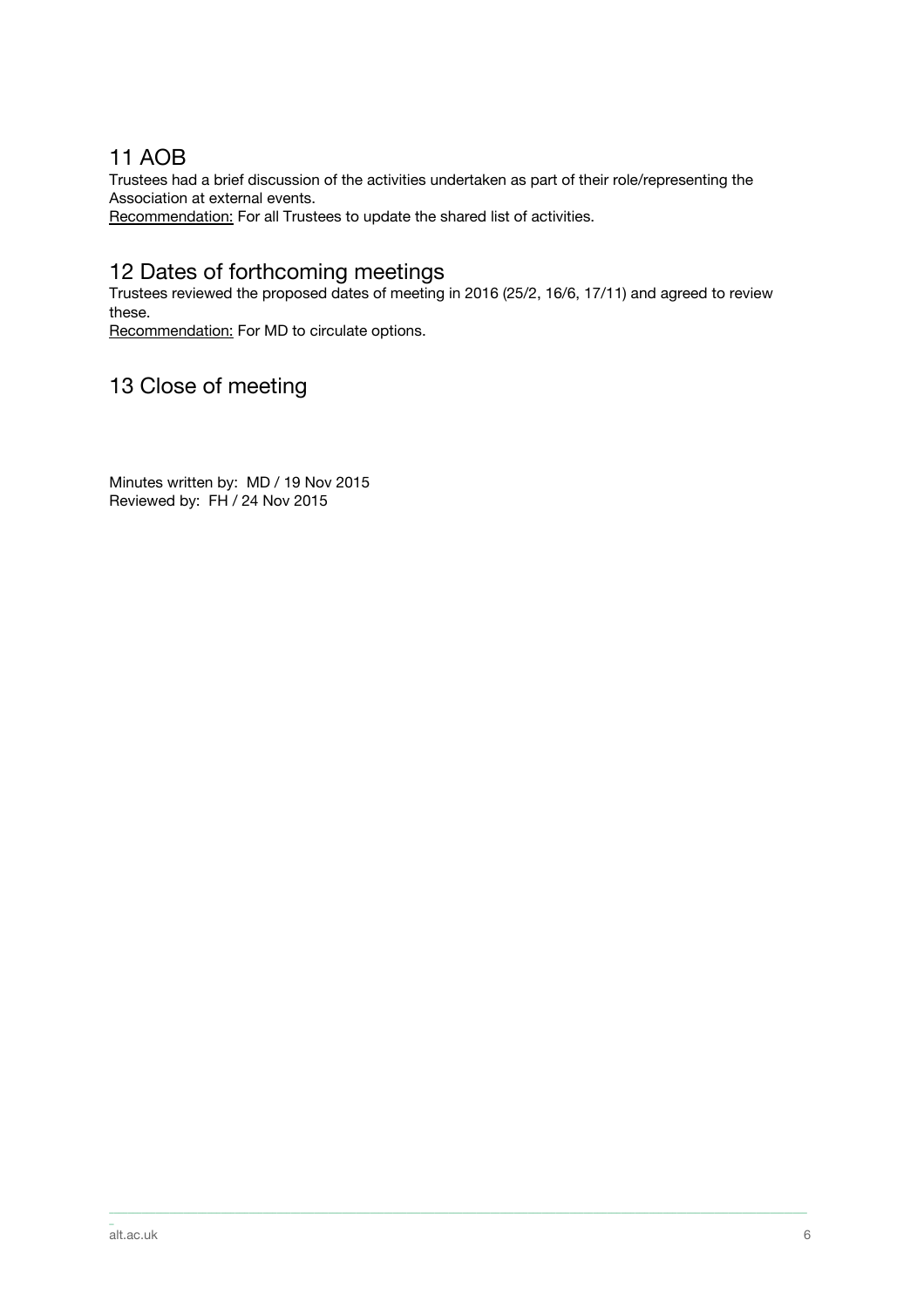## 11 AOB

Trustees had a brief discussion of the activities undertaken as part of their role/representing the Association at external events.
Recommendation: For all Trustees to update the shared list of activities.

## 12 Dates of forthcoming meetings

Trustees reviewed the proposed dates of meeting in 2016 (25/2, 16/6, 17/11) and agreed to review these.
Recommendation: For MD to circulate options.

## 13 Close of meeting

Minutes written by: MD / 19 Nov 2015
Reviewed by: FH / 24 Nov 2015